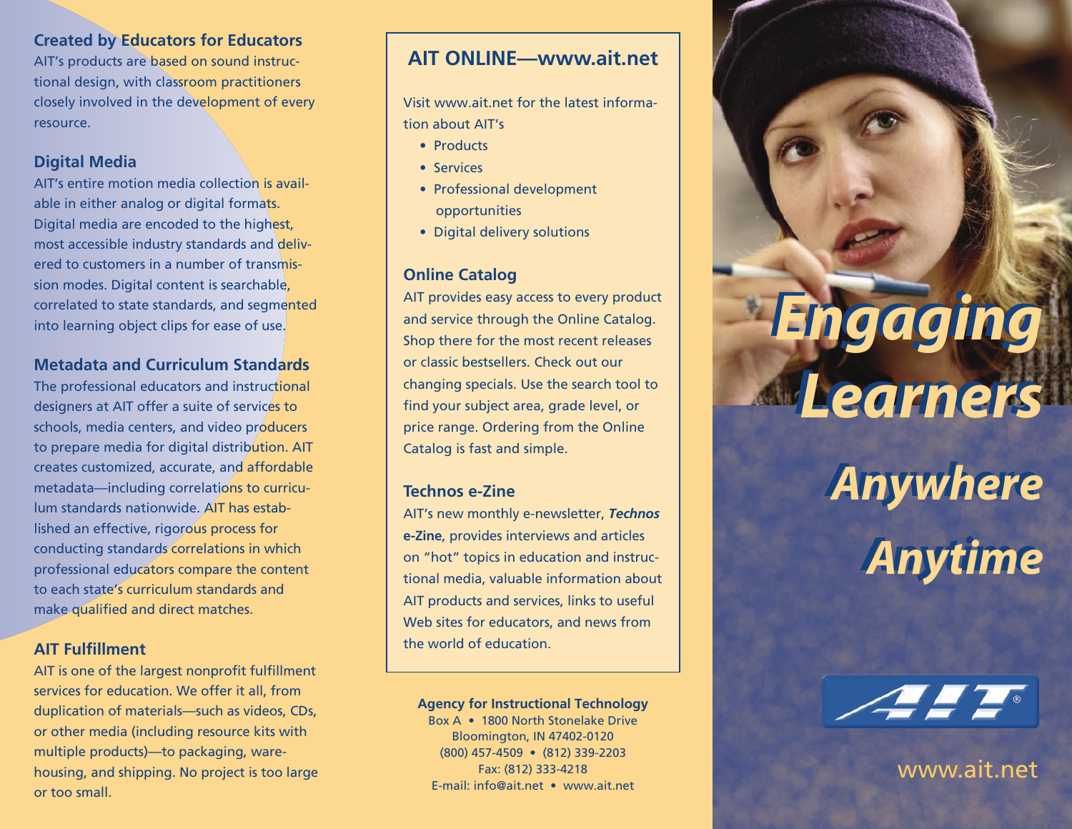### Created by Educators for Educators

AIT's products are based on sound instructional design, with classroom practitioners closely involved in the development of every resource.

### Digital Media

AIT's entire motion media collection is available in either analog or digital formats. Digital media are encoded to the highest, most accessible industry standards and delivered to customers in a number of transmission modes. Digital content is searchable, correlated to state standards, and segmented into learning object clips for ease of use.

### Metadata and Curriculum Standards

The professional educators and instructional designers at AIT offer a suite of services to schools, media centers, and video producers to prepare media for digital distribution. AIT creates customized, accurate, and affordable metadata—including correlations to curriculum standards nationwide. AIT has established an effective, rigorous process for conducting standards correlations in which professional educators compare the content to each state's curriculum standards and make qualified and direct matches.

### AIT Fulfillment

AIT is one of the largest nonprofit fulfillment services for education. We offer it all, from duplication of materials—such as videos, CDs, or other media (including resource kits with multiple products)—to packaging, warehousing, and shipping. No project is too large or too small.

## AIT ONLINE—www.ait.net

Visit www.ait.net for the latest information about AIT's

- Products
- Services
- Professional development opportunities
- Digital delivery solutions

### Online Catalog

AIT provides easy access to every product and service through the Online Catalog. Shop there for the most recent releases or classic bestsellers. Check out our changing specials. Use the search tool to find your subject area, grade level, or price range. Ordering from the Online Catalog is fast and simple.

### Technos e-Zine

AIT's new monthly e-newsletter, ***Technos* e-Zine**, provides interviews and articles on "hot" topics in education and instructional media, valuable information about AIT products and services, links to useful Web sites for educators, and news from the world of education.

**Agency for Instructional Technology**
Box A • 1800 North Stonelake Drive
Bloomington, IN 47402-0120
(800) 457-4509 • (812) 339-2203
Fax: (812) 333-4218
E-mail: info@ait.net • www.ait.net

# *Engaging Learners Anywhere Anytime*

AIT®

www.ait.net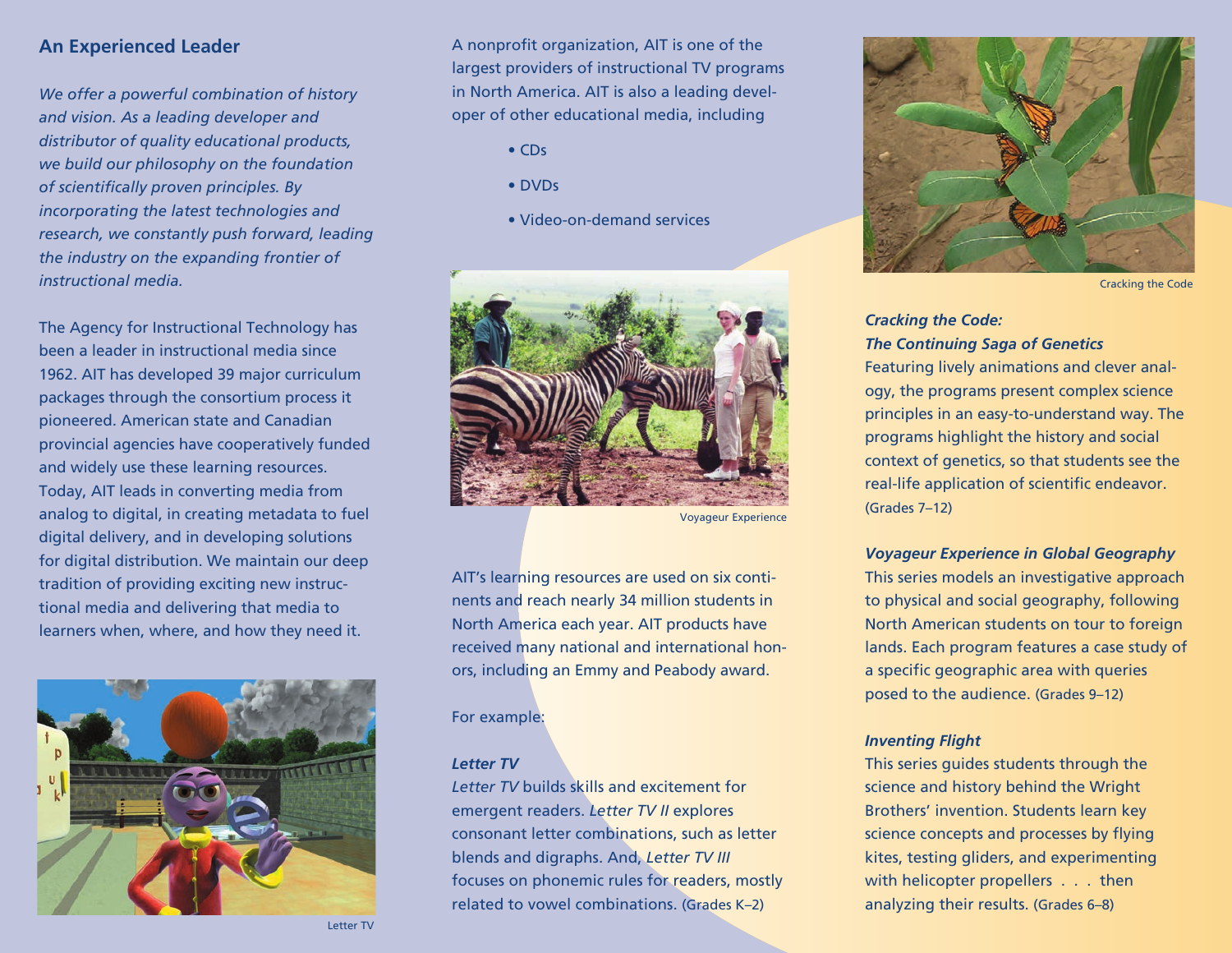## An Experienced Leader

*We offer a powerful combination of history and vision. As a leading developer and distributor of quality educational products, we build our philosophy on the foundation of scientifically proven principles. By incorporating the latest technologies and research, we constantly push forward, leading the industry on the expanding frontier of instructional media.*

The Agency for Instructional Technology has been a leader in instructional media since 1962. AIT has developed 39 major curriculum packages through the consortium process it pioneered. American state and Canadian provincial agencies have cooperatively funded and widely use these learning resources. Today, AIT leads in converting media from analog to digital, in creating metadata to fuel digital delivery, and in developing solutions for digital distribution. We maintain our deep tradition of providing exciting new instructional media and delivering that media to learners when, where, and how they need it.

Letter TV

A nonprofit organization, AIT is one of the largest providers of instructional TV programs in North America. AIT is also a leading developer of other educational media, including

- CDs
- DVDs
- Video-on-demand services

Voyageur Experience

AIT's learning resources are used on six continents and reach nearly 34 million students in North America each year. AIT products have received many national and international honors, including an Emmy and Peabody award.

For example:

***Letter TV***
*Letter TV* builds skills and excitement for emergent readers. *Letter TV II* explores consonant letter combinations, such as letter blends and digraphs. And, *Letter TV III* focuses on phonemic rules for readers, mostly related to vowel combinations. (Grades K–2)

Cracking the Code

***Cracking the Code: The Continuing Saga of Genetics***
Featuring lively animations and clever analogy, the programs present complex science principles in an easy-to-understand way. The programs highlight the history and social context of genetics, so that students see the real-life application of scientific endeavor. (Grades 7–12)

***Voyageur Experience in Global Geography***
This series models an investigative approach to physical and social geography, following North American students on tour to foreign lands. Each program features a case study of a specific geographic area with queries posed to the audience. (Grades 9–12)

***Inventing Flight***
This series guides students through the science and history behind the Wright Brothers' invention. Students learn key science concepts and processes by flying kites, testing gliders, and experimenting with helicopter propellers . . . then analyzing their results. (Grades 6–8)